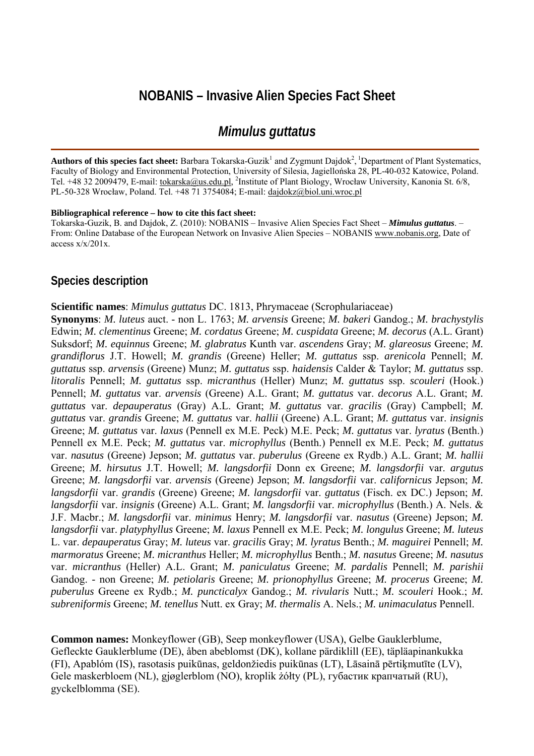# NOBANIS – Invasive Alien Species Fact Sheet

## *Mimulus guttatus*

**Authors of this species fact sheet:** Barbara Tokarska-Guzik[1] and Zygmunt Dajdok[2], [1]Department of Plant Systematics, Faculty of Biology and Environmental Protection, University of Silesia, Jagiellońska 28, PL-40-032 Katowice, Poland. Tel. +48 32 2009479, E-mail: tokarska@us.edu.pl, [2]Institute of Plant Biology, Wrocław University, Kanonia St. 6/8, PL-50-328 Wrocław, Poland. Tel. +48 71 3754084; E-mail: dajdokz@biol.uni.wroc.pl

**Bibliographical reference – how to cite this fact sheet:**
Tokarska-Guzik, B. and Dajdok, Z. (2010): NOBANIS – Invasive Alien Species Fact Sheet – ***Mimulus guttatus***. – From: Online Database of the European Network on Invasive Alien Species – NOBANIS www.nobanis.org, Date of access x/x/201x.

## Species description

**Scientific names**: *Mimulus guttatus* DC. 1813, Phrymaceae (Scrophulariaceae)
**Synonyms**: *M. luteus* auct. - non L. 1763; *M. arvensis* Greene; *M. bakeri* Gandog.; *M. brachystylis* Edwin; *M. clementinus* Greene; *M. cordatus* Greene; *M. cuspidata* Greene; *M. decorus* (A.L. Grant) Suksdorf; *M. equinnus* Greene; *M. glabratus* Kunth var. *ascendens* Gray; *M. glareosus* Greene; *M. grandiflorus* J.T. Howell; *M. grandis* (Greene) Heller; *M. guttatus* ssp. *arenicola* Pennell; *M. guttatus* ssp. *arvensis* (Greene) Munz; *M. guttatus* ssp. *haidensis* Calder & Taylor; *M. guttatus* ssp. *litoralis* Pennell; *M. guttatus* ssp. *micranthus* (Heller) Munz; *M. guttatus* ssp. *scouleri* (Hook.) Pennell; *M. guttatus* var. *arvensis* (Greene) A.L. Grant; *M. guttatus* var. *decorus* A.L. Grant; *M. guttatus* var. *depauperatus* (Gray) A.L. Grant; *M. guttatus* var. *gracilis* (Gray) Campbell; *M. guttatus* var. *grandis* Greene; *M. guttatus* var. *hallii* (Greene) A.L. Grant; *M. guttatus* var. *insignis* Greene; *M. guttatus* var. *laxus* (Pennell ex M.E. Peck) M.E. Peck; *M. guttatus* var. *lyratus* (Benth.) Pennell ex M.E. Peck; *M. guttatus* var. *microphyllus* (Benth.) Pennell ex M.E. Peck; *M. guttatus* var. *nasutus* (Greene) Jepson; *M. guttatus* var. *puberulus* (Greene ex Rydb.) A.L. Grant; *M. hallii* Greene; *M. hirsutus* J.T. Howell; *M. langsdorfii* Donn ex Greene; *M. langsdorfii* var. *argutus* Greene; *M. langsdorfii* var. *arvensis* (Greene) Jepson; *M. langsdorfii* var. *californicus* Jepson; *M. langsdorfii* var. *grandis* (Greene) Greene; *M. langsdorfii* var. *guttatus* (Fisch. ex DC.) Jepson; *M. langsdorfii* var. *insignis* (Greene) A.L. Grant; *M. langsdorfii* var. *microphyllus* (Benth.) A. Nels. & J.F. Macbr.; *M. langsdorfii* var. *minimus* Henry; *M. langsdorfii* var. *nasutus* (Greene) Jepson; *M. langsdorfii* var. *platyphyllus* Greene; *M. laxus* Pennell ex M.E. Peck; *M. longulus* Greene; *M. luteus* L. var. *depauperatus* Gray; *M. luteus* var. *gracilis* Gray; *M. lyratus* Benth.; *M. maguirei* Pennell; *M. marmoratus* Greene; *M. micranthus* Heller; *M. microphyllus* Benth.; *M. nasutus* Greene; *M. nasutus* var. *micranthus* (Heller) A.L. Grant; *M. paniculatus* Greene; *M. pardalis* Pennell; *M. parishii* Gandog. - non Greene; *M. petiolaris* Greene; *M. prionophyllus* Greene; *M. procerus* Greene; *M. puberulus* Greene ex Rydb.; *M. puncticalyx* Gandog.; *M. rivularis* Nutt.; *M. scouleri* Hook.; *M. subreniformis* Greene; *M. tenellus* Nutt. ex Gray; *M. thermalis* A. Nels.; *M. unimaculatus* Pennell.

**Common names:** Monkeyflower (GB), Seep monkeyflower (USA), Gelbe Gauklerblume, Gefleckte Gauklerblume (DE), åben abeblomst (DK), kollane pärdiklill (EE), täpläapinankukka (FI), Apablóm (IS), rasotasis puikūnas, geldonžiedis puikūnas (LT), Lāsainā pērtiķmutīte (LV), Gele maskerbloem (NL), gjøglerblom (NO), kroplik żółty (PL), губастик крапчатый (RU), gyckelblomma (SE).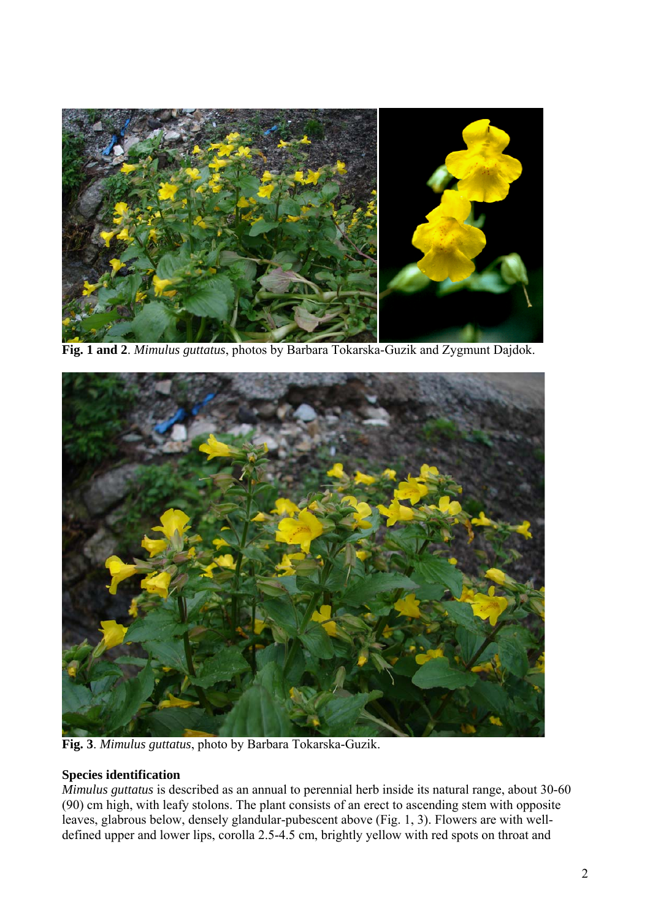**Fig. 1 and 2**. *Mimulus guttatus*, photos by Barbara Tokarska-Guzik and Zygmunt Dajdok.

**Fig. 3**. *Mimulus guttatus*, photo by Barbara Tokarska-Guzik.

**Species identification**

*Mimulus guttatus* is described as an annual to perennial herb inside its natural range, about 30-60 (90) cm high, with leafy stolons. The plant consists of an erect to ascending stem with opposite leaves, glabrous below, densely glandular-pubescent above (Fig. 1, 3). Flowers are with well-defined upper and lower lips, corolla 2.5-4.5 cm, brightly yellow with red spots on throat and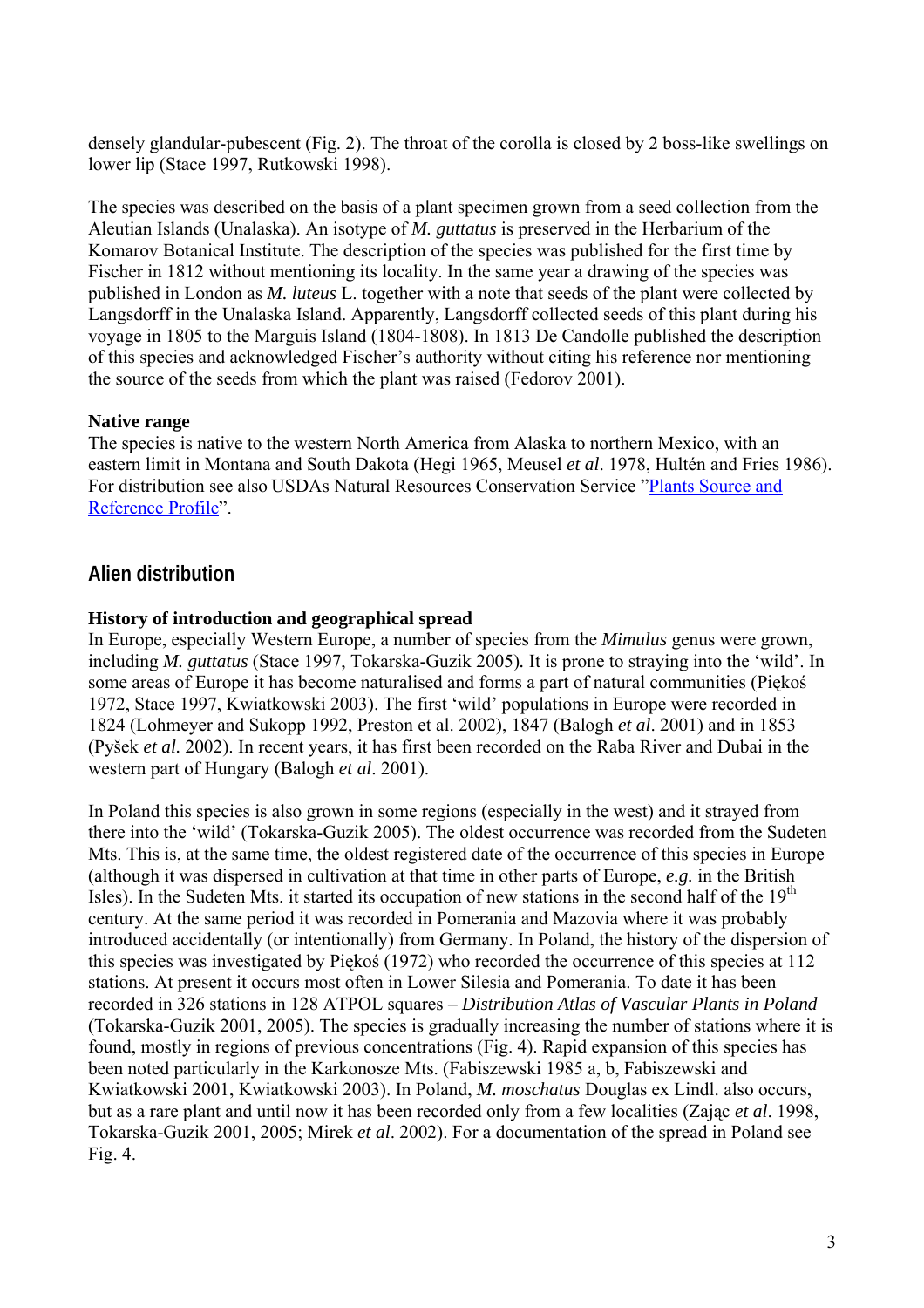densely glandular-pubescent (Fig. 2). The throat of the corolla is closed by 2 boss-like swellings on lower lip (Stace 1997, Rutkowski 1998).

The species was described on the basis of a plant specimen grown from a seed collection from the Aleutian Islands (Unalaska). An isotype of *M. guttatus* is preserved in the Herbarium of the Komarov Botanical Institute. The description of the species was published for the first time by Fischer in 1812 without mentioning its locality. In the same year a drawing of the species was published in London as *M. luteus* L. together with a note that seeds of the plant were collected by Langsdorff in the Unalaska Island. Apparently, Langsdorff collected seeds of this plant during his voyage in 1805 to the Marguis Island (1804-1808). In 1813 De Candolle published the description of this species and acknowledged Fischer's authority without citing his reference nor mentioning the source of the seeds from which the plant was raised (Fedorov 2001).

**Native range**

The species is native to the western North America from Alaska to northern Mexico, with an eastern limit in Montana and South Dakota (Hegi 1965, Meusel *et al*. 1978, Hultén and Fries 1986). For distribution see also USDAs Natural Resources Conservation Service "[Plants Source and Reference Profile](#)".

## Alien distribution

**History of introduction and geographical spread**

In Europe, especially Western Europe, a number of species from the *Mimulus* genus were grown, including *M. guttatus* (Stace 1997, Tokarska-Guzik 2005). It is prone to straying into the 'wild'. In some areas of Europe it has become naturalised and forms a part of natural communities (Piękoś 1972, Stace 1997, Kwiatkowski 2003). The first 'wild' populations in Europe were recorded in 1824 (Lohmeyer and Sukopp 1992, Preston et al. 2002), 1847 (Balogh *et al*. 2001) and in 1853 (Pyšek *et al.* 2002). In recent years, it has first been recorded on the Raba River and Dubai in the western part of Hungary (Balogh *et al*. 2001).

In Poland this species is also grown in some regions (especially in the west) and it strayed from there into the 'wild' (Tokarska-Guzik 2005). The oldest occurrence was recorded from the Sudeten Mts. This is, at the same time, the oldest registered date of the occurrence of this species in Europe (although it was dispersed in cultivation at that time in other parts of Europe, *e.g.* in the British Isles). In the Sudeten Mts. it started its occupation of new stations in the second half of the 19th century. At the same period it was recorded in Pomerania and Mazovia where it was probably introduced accidentally (or intentionally) from Germany. In Poland, the history of the dispersion of this species was investigated by Piękoś (1972) who recorded the occurrence of this species at 112 stations. At present it occurs most often in Lower Silesia and Pomerania. To date it has been recorded in 326 stations in 128 ATPOL squares – *Distribution Atlas of Vascular Plants in Poland* (Tokarska-Guzik 2001, 2005). The species is gradually increasing the number of stations where it is found, mostly in regions of previous concentrations (Fig. 4). Rapid expansion of this species has been noted particularly in the Karkonosze Mts. (Fabiszewski 1985 a, b, Fabiszewski and Kwiatkowski 2001, Kwiatkowski 2003). In Poland, *M. moschatus* Douglas ex Lindl. also occurs, but as a rare plant and until now it has been recorded only from a few localities (Zając *et al*. 1998, Tokarska-Guzik 2001, 2005; Mirek *et al*. 2002). For a documentation of the spread in Poland see Fig. 4.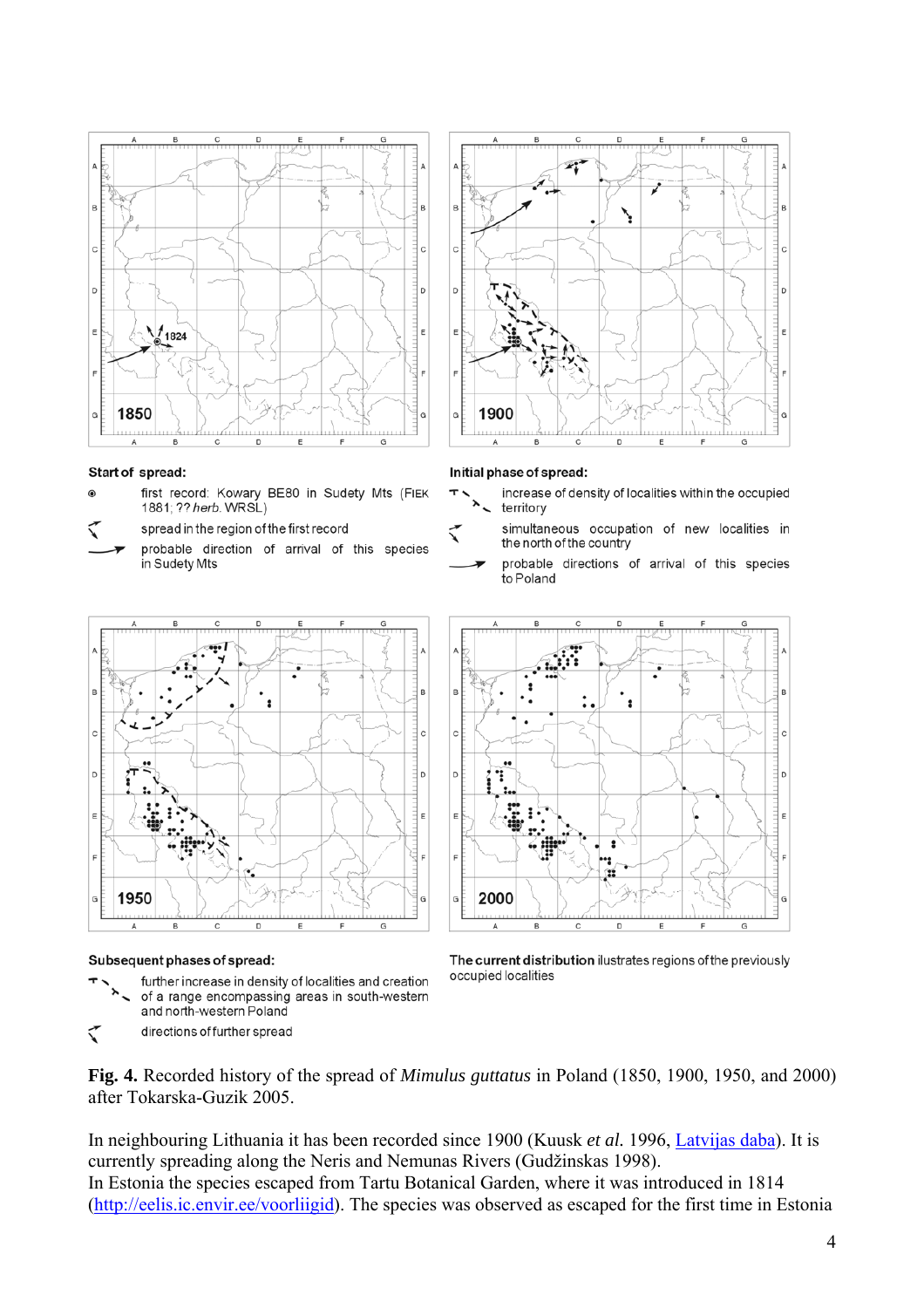**Start of spread:**

- first record: Kowary BE80 in Sudety Mts (FIEK 1881; ?? *herb.* WRSL)
- spread in the region of the first record
- probable direction of arrival of this species in Sudety Mts

**Initial phase of spread:**

- increase of density of localities within the occupied territory
- simultaneous occupation of new localities in the north of the country
- probable directions of arrival of this species to Poland

**Subsequent phases of spread:**

- further increase in density of localities and creation of a range encompassing areas in south-western and north-western Poland
- directions of further spread

**The current distribution** illustrates regions of the previously occupied localities

**Fig. 4.** Recorded history of the spread of *Mimulus guttatus* in Poland (1850, 1900, 1950, and 2000) after Tokarska-Guzik 2005.

In neighbouring Lithuania it has been recorded since 1900 (Kuusk *et al.* 1996, Latvijas daba). It is currently spreading along the Neris and Nemunas Rivers (Gudžinskas 1998).
In Estonia the species escaped from Tartu Botanical Garden, where it was introduced in 1814 (http://eelis.ic.envir.ee/voorliigid). The species was observed as escaped for the first time in Estonia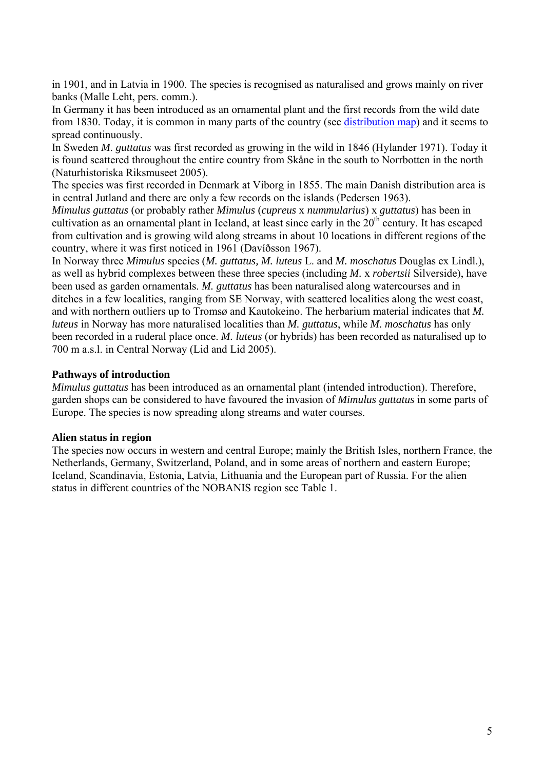in 1901, and in Latvia in 1900. The species is recognised as naturalised and grows mainly on river banks (Malle Leht, pers. comm.).

In Germany it has been introduced as an ornamental plant and the first records from the wild date from 1830. Today, it is common in many parts of the country (see distribution map) and it seems to spread continuously.

In Sweden *M. guttatus* was first recorded as growing in the wild in 1846 (Hylander 1971). Today it is found scattered throughout the entire country from Skåne in the south to Norrbotten in the north (Naturhistoriska Riksmuseet 2005).

The species was first recorded in Denmark at Viborg in 1855. The main Danish distribution area is in central Jutland and there are only a few records on the islands (Pedersen 1963).

*Mimulus guttatus* (or probably rather *Mimulus* (*cupreus* x *nummularius*) x *guttatus*) has been in cultivation as an ornamental plant in Iceland, at least since early in the 20th century. It has escaped from cultivation and is growing wild along streams in about 10 locations in different regions of the country, where it was first noticed in 1961 (Davíðsson 1967).

In Norway three *Mimulus* species (*M. guttatus, M. luteus* L. and *M. moschatus* Douglas ex Lindl.), as well as hybrid complexes between these three species (including *M.* x *robertsii* Silverside), have been used as garden ornamentals. *M. guttatus* has been naturalised along watercourses and in ditches in a few localities, ranging from SE Norway, with scattered localities along the west coast, and with northern outliers up to Tromsø and Kautokeino. The herbarium material indicates that *M. luteus* in Norway has more naturalised localities than *M. guttatus*, while *M. moschatus* has only been recorded in a ruderal place once. *M. luteus* (or hybrids) has been recorded as naturalised up to 700 m a.s.l. in Central Norway (Lid and Lid 2005).

**Pathways of introduction**

*Mimulus guttatus* has been introduced as an ornamental plant (intended introduction). Therefore, garden shops can be considered to have favoured the invasion of *Mimulus guttatus* in some parts of Europe. The species is now spreading along streams and water courses.

**Alien status in region**

The species now occurs in western and central Europe; mainly the British Isles, northern France, the Netherlands, Germany, Switzerland, Poland, and in some areas of northern and eastern Europe; Iceland, Scandinavia, Estonia, Latvia, Lithuania and the European part of Russia. For the alien status in different countries of the NOBANIS region see Table 1.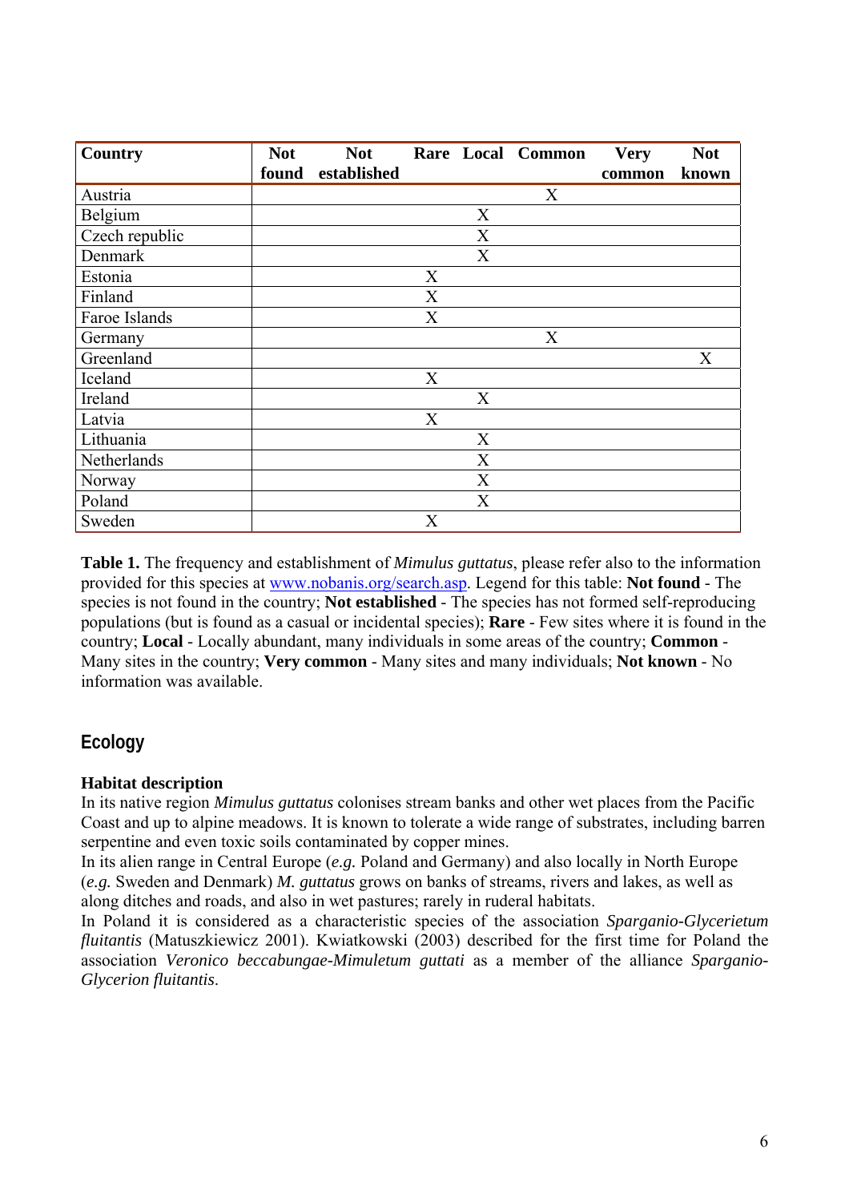| Country | Not found | Not established | Rare | Local | Common | Very common | Not known |
|---|---|---|---|---|---|---|---|
| Austria | | | | | X | | |
| Belgium | | | | X | | | |
| Czech republic | | | | X | | | |
| Denmark | | | | X | | | |
| Estonia | | | X | | | | |
| Finland | | | X | | | | |
| Faroe Islands | | | X | | | | |
| Germany | | | | | X | | |
| Greenland | | | | | | | X |
| Iceland | | | X | | | | |
| Ireland | | | | X | | | |
| Latvia | | | X | | | | |
| Lithuania | | | | X | | | |
| Netherlands | | | | X | | | |
| Norway | | | | X | | | |
| Poland | | | | X | | | |
| Sweden | | | X | | | | |

**Table 1.** The frequency and establishment of *Mimulus guttatus*, please refer also to the information provided for this species at www.nobanis.org/search.asp. Legend for this table: **Not found** - The species is not found in the country; **Not established** - The species has not formed self-reproducing populations (but is found as a casual or incidental species); **Rare** - Few sites where it is found in the country; **Local** - Locally abundant, many individuals in some areas of the country; **Common** - Many sites in the country; **Very common** - Many sites and many individuals; **Not known** - No information was available.

## Ecology

### Habitat description

In its native region *Mimulus guttatus* colonises stream banks and other wet places from the Pacific Coast and up to alpine meadows. It is known to tolerate a wide range of substrates, including barren serpentine and even toxic soils contaminated by copper mines.

In its alien range in Central Europe (*e.g.* Poland and Germany) and also locally in North Europe (*e.g.* Sweden and Denmark) *M. guttatus* grows on banks of streams, rivers and lakes, as well as along ditches and roads, and also in wet pastures; rarely in ruderal habitats.

In Poland it is considered as a characteristic species of the association *Sparganio-Glycerietum fluitantis* (Matuszkiewicz 2001). Kwiatkowski (2003) described for the first time for Poland the association *Veronico beccabungae-Mimuletum guttati* as a member of the alliance *Sparganio-Glycerion fluitantis*.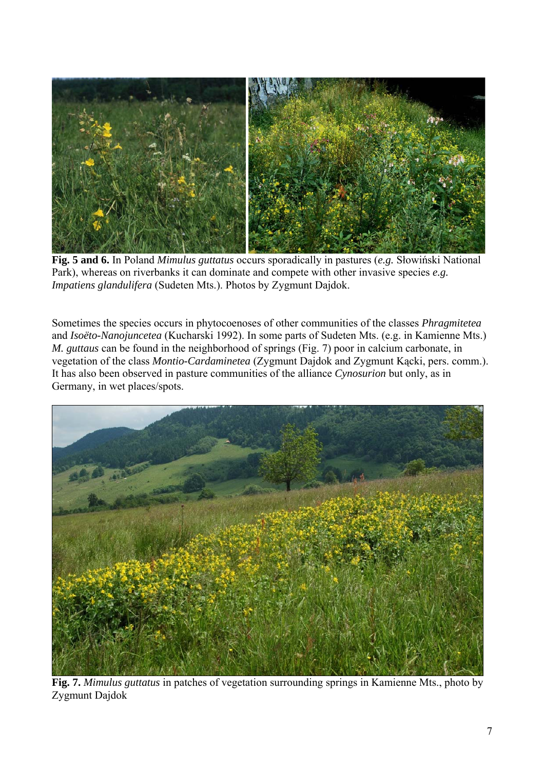**Fig. 5 and 6.** In Poland *Mimulus guttatus* occurs sporadically in pastures (*e.g.* Słowiński National Park), whereas on riverbanks it can dominate and compete with other invasive species *e.g. Impatiens glandulifera* (Sudeten Mts.). Photos by Zygmunt Dajdok.

Sometimes the species occurs in phytocoenoses of other communities of the classes *Phragmitetea* and *Isoëto-Nanojuncetea* (Kucharski 1992). In some parts of Sudeten Mts. (e.g. in Kamienne Mts.) *M. guttaus* can be found in the neighborhood of springs (Fig. 7) poor in calcium carbonate, in vegetation of the class *Montio-Cardaminetea* (Zygmunt Dajdok and Zygmunt Kącki, pers. comm.). It has also been observed in pasture communities of the alliance *Cynosurion* but only, as in Germany, in wet places/spots.

**Fig. 7.** *Mimulus guttatus* in patches of vegetation surrounding springs in Kamienne Mts., photo by Zygmunt Dajdok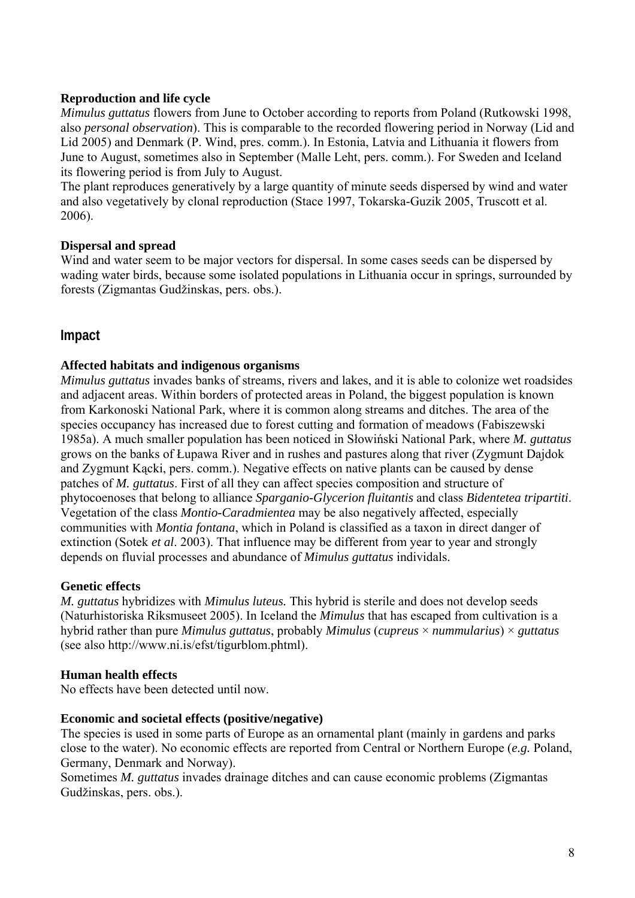**Reproduction and life cycle**

*Mimulus guttatus* flowers from June to October according to reports from Poland (Rutkowski 1998, also *personal observation*). This is comparable to the recorded flowering period in Norway (Lid and Lid 2005) and Denmark (P. Wind, pres. comm.). In Estonia, Latvia and Lithuania it flowers from June to August, sometimes also in September (Malle Leht, pers. comm.). For Sweden and Iceland its flowering period is from July to August.

The plant reproduces generatively by a large quantity of minute seeds dispersed by wind and water and also vegetatively by clonal reproduction (Stace 1997, Tokarska-Guzik 2005, Truscott et al. 2006).

**Dispersal and spread**

Wind and water seem to be major vectors for dispersal. In some cases seeds can be dispersed by wading water birds, because some isolated populations in Lithuania occur in springs, surrounded by forests (Zigmantas Gudžinskas, pers. obs.).

## Impact

**Affected habitats and indigenous organisms**

*Mimulus guttatus* invades banks of streams, rivers and lakes, and it is able to colonize wet roadsides and adjacent areas. Within borders of protected areas in Poland, the biggest population is known from Karkonoski National Park, where it is common along streams and ditches. The area of the species occupancy has increased due to forest cutting and formation of meadows (Fabiszewski 1985a). A much smaller population has been noticed in Słowiński National Park, where *M. guttatus* grows on the banks of Łupawa River and in rushes and pastures along that river (Zygmunt Dajdok and Zygmunt Kącki, pers. comm.). Negative effects on native plants can be caused by dense patches of *M. guttatus*. First of all they can affect species composition and structure of phytocoenoses that belong to alliance *Sparganio-Glycerion fluitantis* and class *Bidentetea tripartiti*. Vegetation of the class *Montio-Caradmientea* may be also negatively affected, especially communities with *Montia fontana*, which in Poland is classified as a taxon in direct danger of extinction (Sotek *et al*. 2003). That influence may be different from year to year and strongly depends on fluvial processes and abundance of *Mimulus guttatus* individals.

**Genetic effects**

*M. guttatus* hybridizes with *Mimulus luteus.* This hybrid is sterile and does not develop seeds (Naturhistoriska Riksmuseet 2005). In Iceland the *Mimulus* that has escaped from cultivation is a hybrid rather than pure *Mimulus guttatus*, probably *Mimulus* (*cupreus* × *nummularius*) × *guttatus* (see also http://www.ni.is/efst/tigurblom.phtml).

**Human health effects**

No effects have been detected until now.

**Economic and societal effects (positive/negative)**

The species is used in some parts of Europe as an ornamental plant (mainly in gardens and parks close to the water). No economic effects are reported from Central or Northern Europe (*e.g.* Poland, Germany, Denmark and Norway).

Sometimes *M. guttatus* invades drainage ditches and can cause economic problems (Zigmantas Gudžinskas, pers. obs.).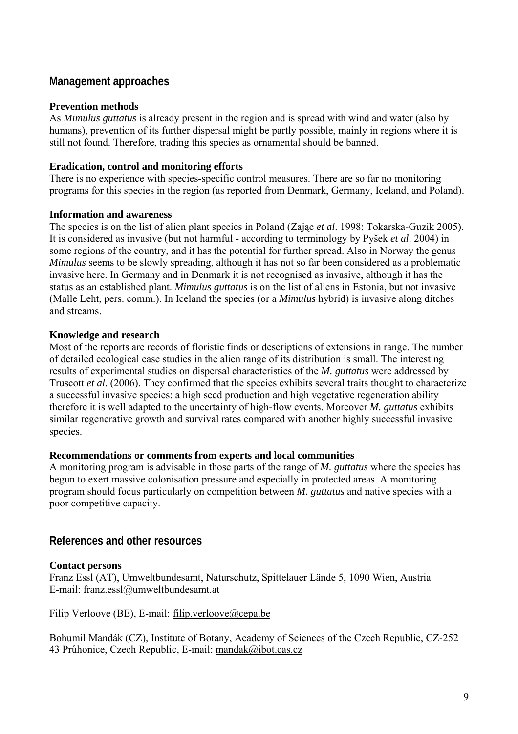## Management approaches

### Prevention methods

As *Mimulus guttatus* is already present in the region and is spread with wind and water (also by humans), prevention of its further dispersal might be partly possible, mainly in regions where it is still not found. Therefore, trading this species as ornamental should be banned.

### Eradication, control and monitoring efforts

There is no experience with species-specific control measures. There are so far no monitoring programs for this species in the region (as reported from Denmark, Germany, Iceland, and Poland).

### Information and awareness

The species is on the list of alien plant species in Poland (Zając *et al*. 1998; Tokarska-Guzik 2005). It is considered as invasive (but not harmful - according to terminology by Pyšek *et al*. 2004) in some regions of the country, and it has the potential for further spread. Also in Norway the genus *Mimulus* seems to be slowly spreading, although it has not so far been considered as a problematic invasive here. In Germany and in Denmark it is not recognised as invasive, although it has the status as an established plant. *Mimulus guttatus* is on the list of aliens in Estonia, but not invasive (Malle Leht, pers. comm.). In Iceland the species (or a *Mimulus* hybrid) is invasive along ditches and streams.

### Knowledge and research

Most of the reports are records of floristic finds or descriptions of extensions in range. The number of detailed ecological case studies in the alien range of its distribution is small. The interesting results of experimental studies on dispersal characteristics of the *M. guttatus* were addressed by Truscott *et al*. (2006). They confirmed that the species exhibits several traits thought to characterize a successful invasive species: a high seed production and high vegetative regeneration ability therefore it is well adapted to the uncertainty of high-flow events. Moreover *M. guttatus* exhibits similar regenerative growth and survival rates compared with another highly successful invasive species.

### Recommendations or comments from experts and local communities

A monitoring program is advisable in those parts of the range of *M. guttatus* where the species has begun to exert massive colonisation pressure and especially in protected areas. A monitoring program should focus particularly on competition between *M. guttatus* and native species with a poor competitive capacity.

## References and other resources

### Contact persons

Franz Essl (AT), Umweltbundesamt, Naturschutz, Spittelauer Lände 5, 1090 Wien, Austria
E-mail: franz.essl@umweltbundesamt.at

Filip Verloove (BE), E-mail: filip.verloove@cepa.be

Bohumil Mandák (CZ), Institute of Botany, Academy of Sciences of the Czech Republic, CZ-252 43 Průhonice, Czech Republic, E-mail: mandak@ibot.cas.cz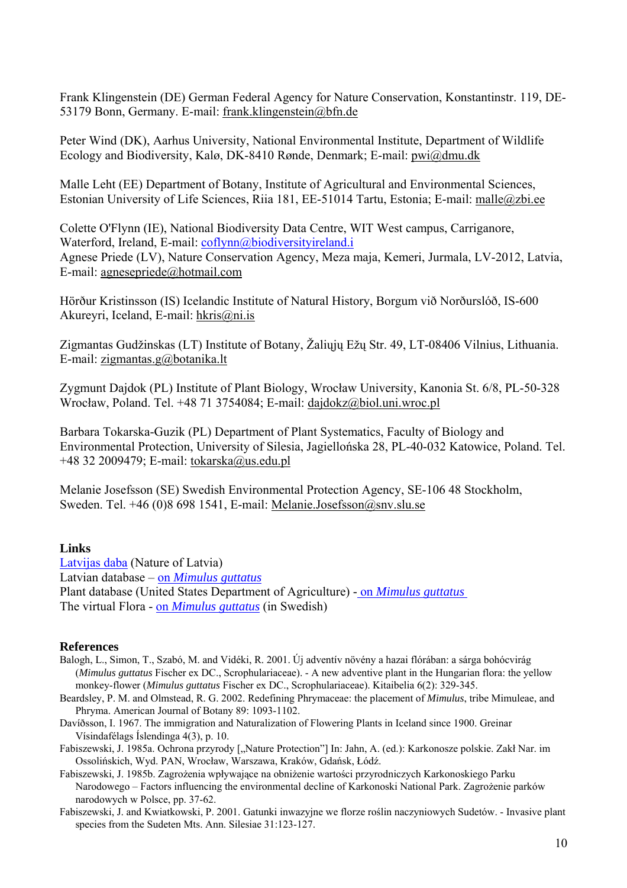Frank Klingenstein (DE) German Federal Agency for Nature Conservation, Konstantinstr. 119, DE-53179 Bonn, Germany. E-mail: frank.klingenstein@bfn.de

Peter Wind (DK), Aarhus University, National Environmental Institute, Department of Wildlife Ecology and Biodiversity, Kalø, DK-8410 Rønde, Denmark; E-mail: pwi@dmu.dk

Malle Leht (EE) Department of Botany, Institute of Agricultural and Environmental Sciences, Estonian University of Life Sciences, Riia 181, EE-51014 Tartu, Estonia; E-mail: malle@zbi.ee

Colette O'Flynn (IE), National Biodiversity Data Centre, WIT West campus, Carriganore, Waterford, Ireland, E-mail: coflynn@biodiversityireland.i
Agnese Priede (LV), Nature Conservation Agency, Meza maja, Kemeri, Jurmala, LV-2012, Latvia, E-mail: agnesepriede@hotmail.com

Hörður Kristinsson (IS) Icelandic Institute of Natural History, Borgum við Norðurslóð, IS-600 Akureyri, Iceland, E-mail: hkris@ni.is

Zigmantas Gudžinskas (LT) Institute of Botany, Žaliųjų Ežų Str. 49, LT-08406 Vilnius, Lithuania. E-mail: zigmantas.g@botanika.lt

Zygmunt Dajdok (PL) Institute of Plant Biology, Wrocław University, Kanonia St. 6/8, PL-50-328 Wrocław, Poland. Tel. +48 71 3754084; E-mail: dajdokz@biol.uni.wroc.pl

Barbara Tokarska-Guzik (PL) Department of Plant Systematics, Faculty of Biology and Environmental Protection, University of Silesia, Jagiellońska 28, PL-40-032 Katowice, Poland. Tel. +48 32 2009479; E-mail: tokarska@us.edu.pl

Melanie Josefsson (SE) Swedish Environmental Protection Agency, SE-106 48 Stockholm, Sweden. Tel. +46 (0)8 698 1541, E-mail: Melanie.Josefsson@snv.slu.se

## Links

Latvijas daba (Nature of Latvia)
Latvian database – on *Mimulus guttatus*
Plant database (United States Department of Agriculture) - on *Mimulus guttatus*
The virtual Flora - on *Mimulus guttatus* (in Swedish)

## References

Balogh, L., Simon, T., Szabó, M. and Vidéki, R. 2001. Új adventív növény a hazai flórában: a sárga bohócvirág (*Mimulus guttatus* Fischer ex DC., Scrophulariaceae). - A new adventive plant in the Hungarian flora: the yellow monkey-flower (*Mimulus guttatus* Fischer ex DC., Scrophulariaceae). Kitaibelia 6(2): 329-345.

Beardsley, P. M. and Olmstead, R. G. 2002. Redefining Phrymaceae: the placement of *Mimulus*, tribe Mimuleae, and Phryma. American Journal of Botany 89: 1093-1102.

Davíðsson, I. 1967. The immigration and Naturalization of Flowering Plants in Iceland since 1900. Greinar Vísindafélags Íslendinga 4(3), p. 10.

Fabiszewski, J. 1985a. Ochrona przyrody [„Nature Protection"] In: Jahn, A. (ed.): Karkonosze polskie. Zakł Nar. im Ossolińskich, Wyd. PAN, Wrocław, Warszawa, Kraków, Gdańsk, Łódź.

Fabiszewski, J. 1985b. Zagrożenia wpływające na obniżenie wartości przyrodniczych Karkonoskiego Parku Narodowego – Factors influencing the environmental decline of Karkonoski National Park. Zagrożenie parków narodowych w Polsce, pp. 37-62.

Fabiszewski, J. and Kwiatkowski, P. 2001. Gatunki inwazyjne we florze roślin naczyniowych Sudetów. - Invasive plant species from the Sudeten Mts. Ann. Silesiae 31:123-127.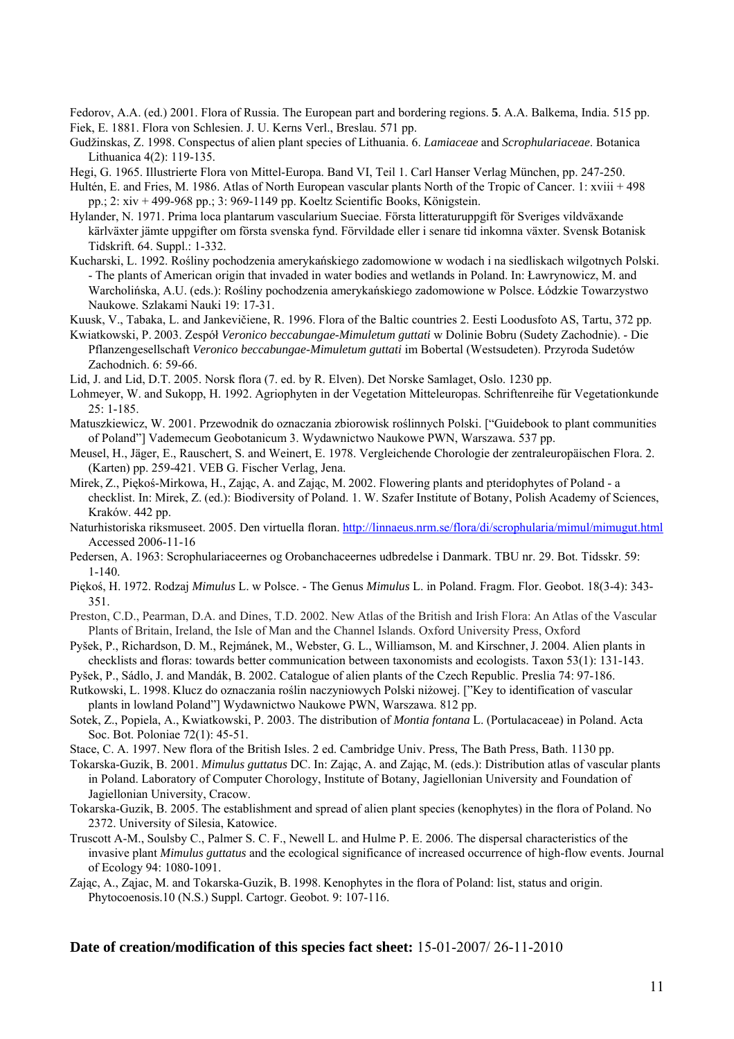Fedorov, A.A. (ed.) 2001. Flora of Russia. The European part and bordering regions. **5**. A.A. Balkema, India. 515 pp.

Fiek, E. 1881. Flora von Schlesien. J. U. Kerns Verl., Breslau. 571 pp.

Gudžinskas, Z. 1998. Conspectus of alien plant species of Lithuania. 6. *Lamiaceae* and *Scrophulariaceae*. Botanica Lithuanica 4(2): 119-135.

Hegi, G. 1965. Illustrierte Flora von Mittel-Europa. Band VI, Teil 1. Carl Hanser Verlag München, pp. 247-250.

Hultén, E. and Fries, M. 1986. Atlas of North European vascular plants North of the Tropic of Cancer. 1: xviii + 498 pp.; 2: xiv + 499-968 pp.; 3: 969-1149 pp. Koeltz Scientific Books, Königstein.

Hylander, N. 1971. Prima loca plantarum vascularium Sueciae. Första litteraturuppgift för Sveriges vildväxande kärlväxter jämte uppgifter om första svenska fynd. Förvildade eller i senare tid inkomna växter. Svensk Botanisk Tidskrift. 64. Suppl.: 1-332.

Kucharski, L. 1992. Rośliny pochodzenia amerykańskiego zadomowione w wodach i na siedliskach wilgotnych Polski. - The plants of American origin that invaded in water bodies and wetlands in Poland. In: Ławrynowicz, M. and Warcholińska, A.U. (eds.): Rośliny pochodzenia amerykańskiego zadomowione w Polsce. Łódzkie Towarzystwo Naukowe. Szlakami Nauki 19: 17-31.

Kuusk, V., Tabaka, L. and Jankevičiene, R. 1996. Flora of the Baltic countries 2. Eesti Loodusfoto AS, Tartu, 372 pp.

Kwiatkowski, P. 2003. Zespół *Veronico beccabungae-Mimuletum guttati* w Dolinie Bobru (Sudety Zachodnie). - Die Pflanzengesellschaft *Veronico beccabungae-Mimuletum guttati* im Bobertal (Westsudeten). Przyroda Sudetów Zachodnich. 6: 59-66.

Lid, J. and Lid, D.T. 2005. Norsk flora (7. ed. by R. Elven). Det Norske Samlaget, Oslo. 1230 pp.

Lohmeyer, W. and Sukopp, H. 1992. Agriophyten in der Vegetation Mitteleuropas. Schriftenreihe für Vegetationkunde 25: 1-185.

Matuszkiewicz, W. 2001. Przewodnik do oznaczania zbiorowisk roślinnych Polski. ["Guidebook to plant communities of Poland"] Vademecum Geobotanicum 3. Wydawnictwo Naukowe PWN, Warszawa. 537 pp.

Meusel, H., Jäger, E., Rauschert, S. and Weinert, E. 1978. Vergleichende Chorologie der zentraleuropäischen Flora. 2. (Karten) pp. 259-421. VEB G. Fischer Verlag, Jena.

Mirek, Z., Piękoś-Mirkowa, H., Zając, A. and Zając, M. 2002. Flowering plants and pteridophytes of Poland - a checklist. In: Mirek, Z. (ed.): Biodiversity of Poland. 1. W. Szafer Institute of Botany, Polish Academy of Sciences, Kraków. 442 pp.

Naturhistoriska riksmuseet. 2005. Den virtuella floran. http://linnaeus.nrm.se/flora/di/scrophularia/mimul/mimugut.html Accessed 2006-11-16

Pedersen, A. 1963: Scrophulariaceernes og Orobanchaceernes udbredelse i Danmark. TBU nr. 29. Bot. Tidsskr. 59: 1-140.

Piękoś, H. 1972. Rodzaj *Mimulus* L. w Polsce. - The Genus *Mimulus* L. in Poland. Fragm. Flor. Geobot. 18(3-4): 343-351.

Preston, C.D., Pearman, D.A. and Dines, T.D. 2002. New Atlas of the British and Irish Flora: An Atlas of the Vascular Plants of Britain, Ireland, the Isle of Man and the Channel Islands. Oxford University Press, Oxford

Pyšek, P., Richardson, D. M., Rejmánek, M., Webster, G. L., Williamson, M. and Kirschner, J. 2004. Alien plants in checklists and floras: towards better communication between taxonomists and ecologists. Taxon 53(1): 131-143.

Pyšek, P., Sádlo, J. and Mandák, B. 2002. Catalogue of alien plants of the Czech Republic. Preslia 74: 97-186.

Rutkowski, L. 1998. Klucz do oznaczania roślin naczyniowych Polski niżowej. ["Key to identification of vascular plants in lowland Poland"] Wydawnictwo Naukowe PWN, Warszawa. 812 pp.

Sotek, Z., Popiela, A., Kwiatkowski, P. 2003. The distribution of *Montia fontana* L. (Portulacaceae) in Poland. Acta Soc. Bot. Poloniae 72(1): 45-51.

Stace, C. A. 1997. New flora of the British Isles. 2 ed. Cambridge Univ. Press, The Bath Press, Bath. 1130 pp.

Tokarska-Guzik, B. 2001. *Mimulus guttatus* DC. In: Zając, A. and Zając, M. (eds.): Distribution atlas of vascular plants in Poland. Laboratory of Computer Chorology, Institute of Botany, Jagiellonian University and Foundation of Jagiellonian University, Cracow.

Tokarska-Guzik, B. 2005. The establishment and spread of alien plant species (kenophytes) in the flora of Poland. No 2372. University of Silesia, Katowice.

Truscott A-M., Soulsby C., Palmer S. C. F., Newell L. and Hulme P. E. 2006. The dispersal characteristics of the invasive plant *Mimulus guttatus* and the ecological significance of increased occurrence of high-flow events. Journal of Ecology 94: 1080-1091.

Zając, A., Zając, M. and Tokarska-Guzik, B. 1998. Kenophytes in the flora of Poland: list, status and origin. Phytocoenosis.10 (N.S.) Suppl. Cartogr. Geobot. 9: 107-116.

**Date of creation/modification of this species fact sheet:** 15-01-2007/ 26-11-2010